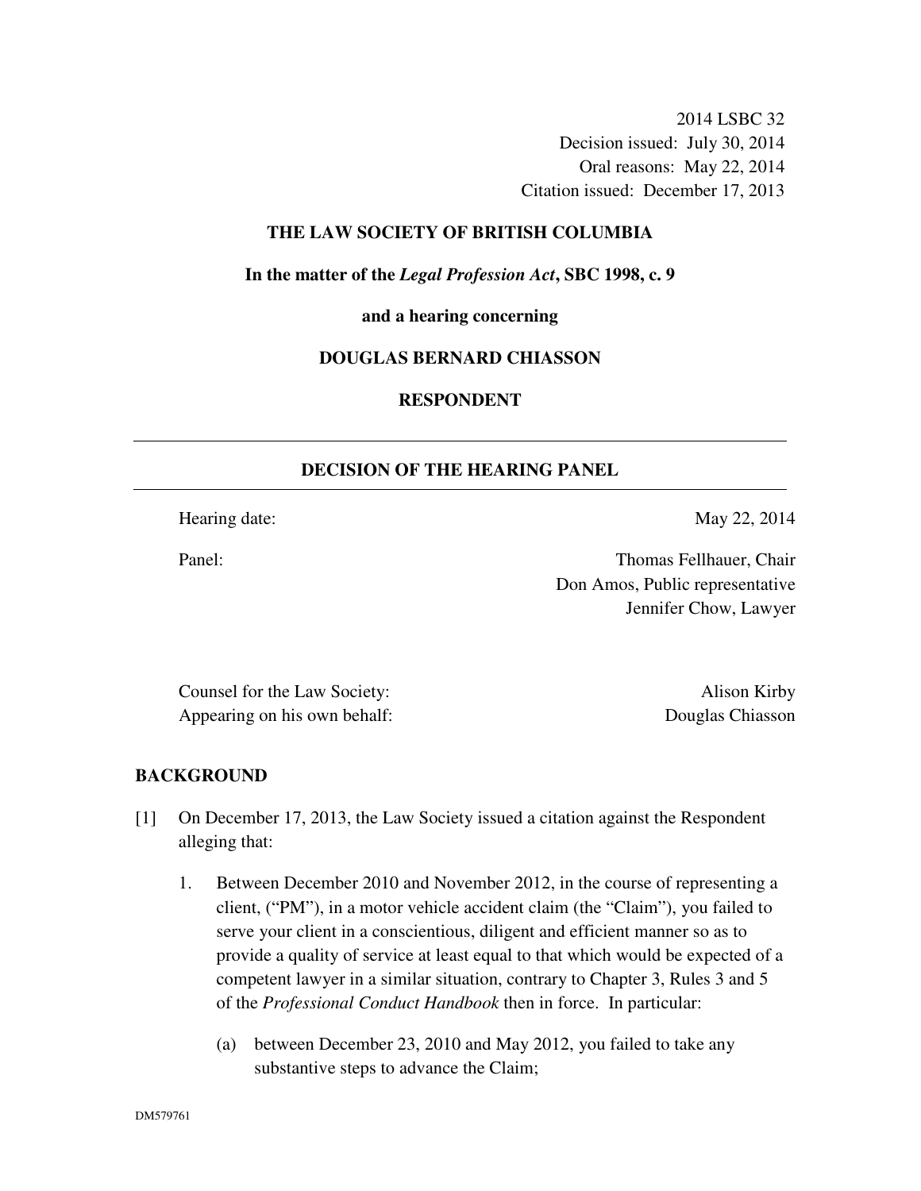2014 LSBC 32
Decision issued: July 30, 2014
Oral reasons: May 22, 2014
Citation issued: December 17, 2013

**THE LAW SOCIETY OF BRITISH COLUMBIA**

**In the matter of the *Legal Profession Act*, SBC 1998, c. 9**

**and a hearing concerning**

**DOUGLAS BERNARD CHIASSON**

**RESPONDENT**

---

## DECISION OF THE HEARING PANEL

---

Hearing date: May 22, 2014

Panel: Thomas Fellhauer, Chair
Don Amos, Public representative
Jennifer Chow, Lawyer

Counsel for the Law Society: Alison Kirby
Appearing on his own behalf: Douglas Chiasson

## BACKGROUND

[1] On December 17, 2013, the Law Society issued a citation against the Respondent alleging that:

1. Between December 2010 and November 2012, in the course of representing a client, ("PM"), in a motor vehicle accident claim (the "Claim"), you failed to serve your client in a conscientious, diligent and efficient manner so as to provide a quality of service at least equal to that which would be expected of a competent lawyer in a similar situation, contrary to Chapter 3, Rules 3 and 5 of the *Professional Conduct Handbook* then in force. In particular:

   (a) between December 23, 2010 and May 2012, you failed to take any substantive steps to advance the Claim;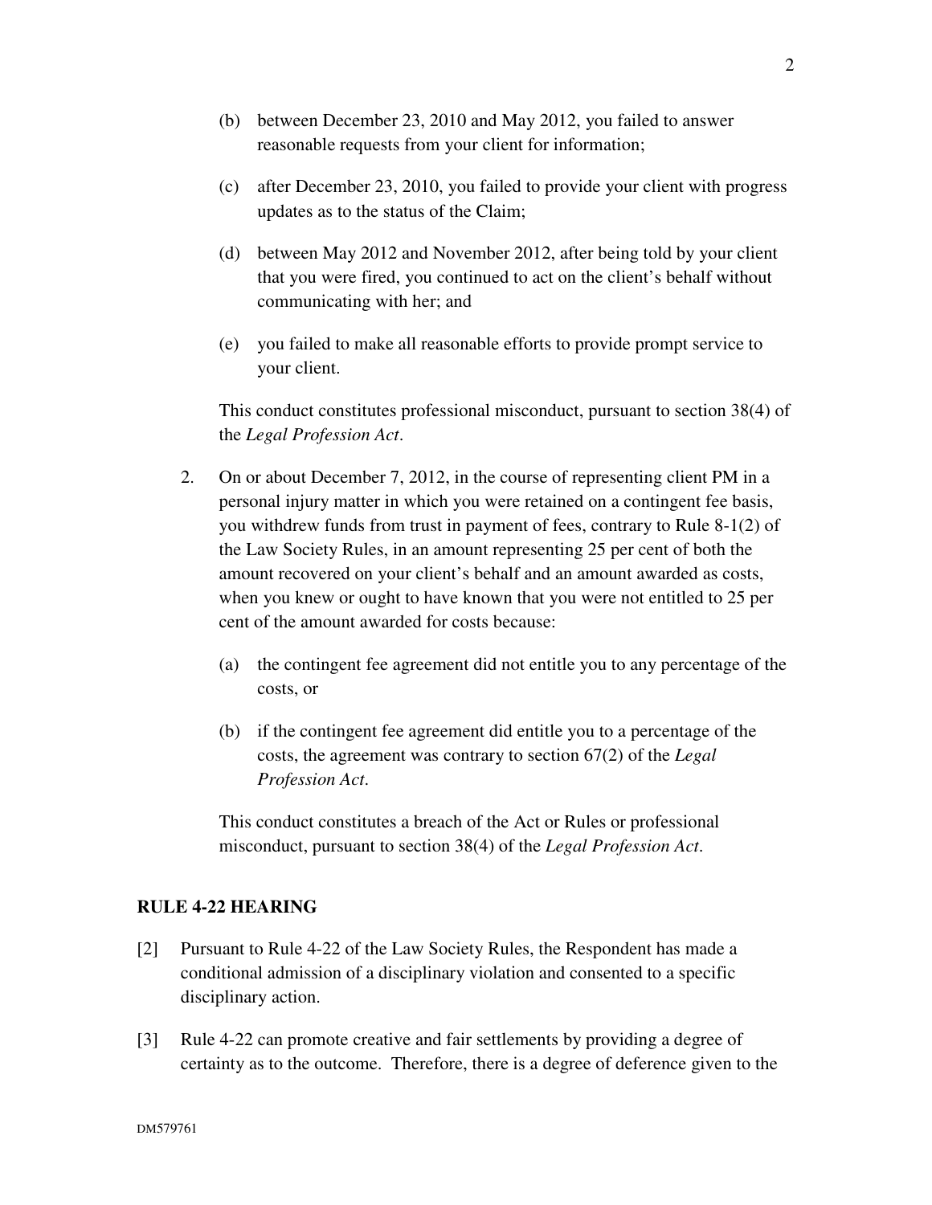(b) between December 23, 2010 and May 2012, you failed to answer reasonable requests from your client for information;

(c) after December 23, 2010, you failed to provide your client with progress updates as to the status of the Claim;

(d) between May 2012 and November 2012, after being told by your client that you were fired, you continued to act on the client's behalf without communicating with her; and

(e) you failed to make all reasonable efforts to provide prompt service to your client.

This conduct constitutes professional misconduct, pursuant to section 38(4) of the *Legal Profession Act*.

2. On or about December 7, 2012, in the course of representing client PM in a personal injury matter in which you were retained on a contingent fee basis, you withdrew funds from trust in payment of fees, contrary to Rule 8-1(2) of the Law Society Rules, in an amount representing 25 per cent of both the amount recovered on your client's behalf and an amount awarded as costs, when you knew or ought to have known that you were not entitled to 25 per cent of the amount awarded for costs because:

   (a) the contingent fee agreement did not entitle you to any percentage of the costs, or

   (b) if the contingent fee agreement did entitle you to a percentage of the costs, the agreement was contrary to section 67(2) of the *Legal Profession Act*.

   This conduct constitutes a breach of the Act or Rules or professional misconduct, pursuant to section 38(4) of the *Legal Profession Act*.

## RULE 4-22 HEARING

[2] Pursuant to Rule 4-22 of the Law Society Rules, the Respondent has made a conditional admission of a disciplinary violation and consented to a specific disciplinary action.

[3] Rule 4-22 can promote creative and fair settlements by providing a degree of certainty as to the outcome. Therefore, there is a degree of deference given to the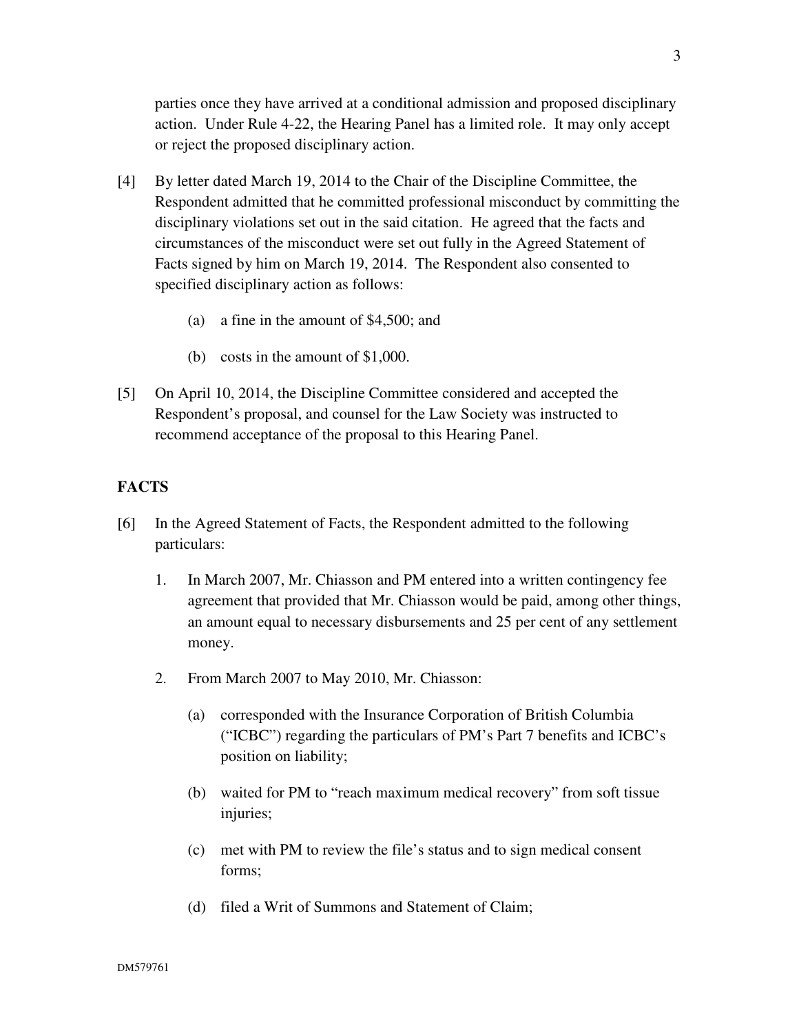parties once they have arrived at a conditional admission and proposed disciplinary action. Under Rule 4-22, the Hearing Panel has a limited role. It may only accept or reject the proposed disciplinary action.

[4] By letter dated March 19, 2014 to the Chair of the Discipline Committee, the Respondent admitted that he committed professional misconduct by committing the disciplinary violations set out in the said citation. He agreed that the facts and circumstances of the misconduct were set out fully in the Agreed Statement of Facts signed by him on March 19, 2014. The Respondent also consented to specified disciplinary action as follows:

(a) a fine in the amount of $4,500; and

(b) costs in the amount of $1,000.

[5] On April 10, 2014, the Discipline Committee considered and accepted the Respondent's proposal, and counsel for the Law Society was instructed to recommend acceptance of the proposal to this Hearing Panel.

## FACTS

[6] In the Agreed Statement of Facts, the Respondent admitted to the following particulars:

1. In March 2007, Mr. Chiasson and PM entered into a written contingency fee agreement that provided that Mr. Chiasson would be paid, among other things, an amount equal to necessary disbursements and 25 per cent of any settlement money.

2. From March 2007 to May 2010, Mr. Chiasson:

   (a) corresponded with the Insurance Corporation of British Columbia ("ICBC") regarding the particulars of PM's Part 7 benefits and ICBC's position on liability;

   (b) waited for PM to "reach maximum medical recovery" from soft tissue injuries;

   (c) met with PM to review the file's status and to sign medical consent forms;

   (d) filed a Writ of Summons and Statement of Claim;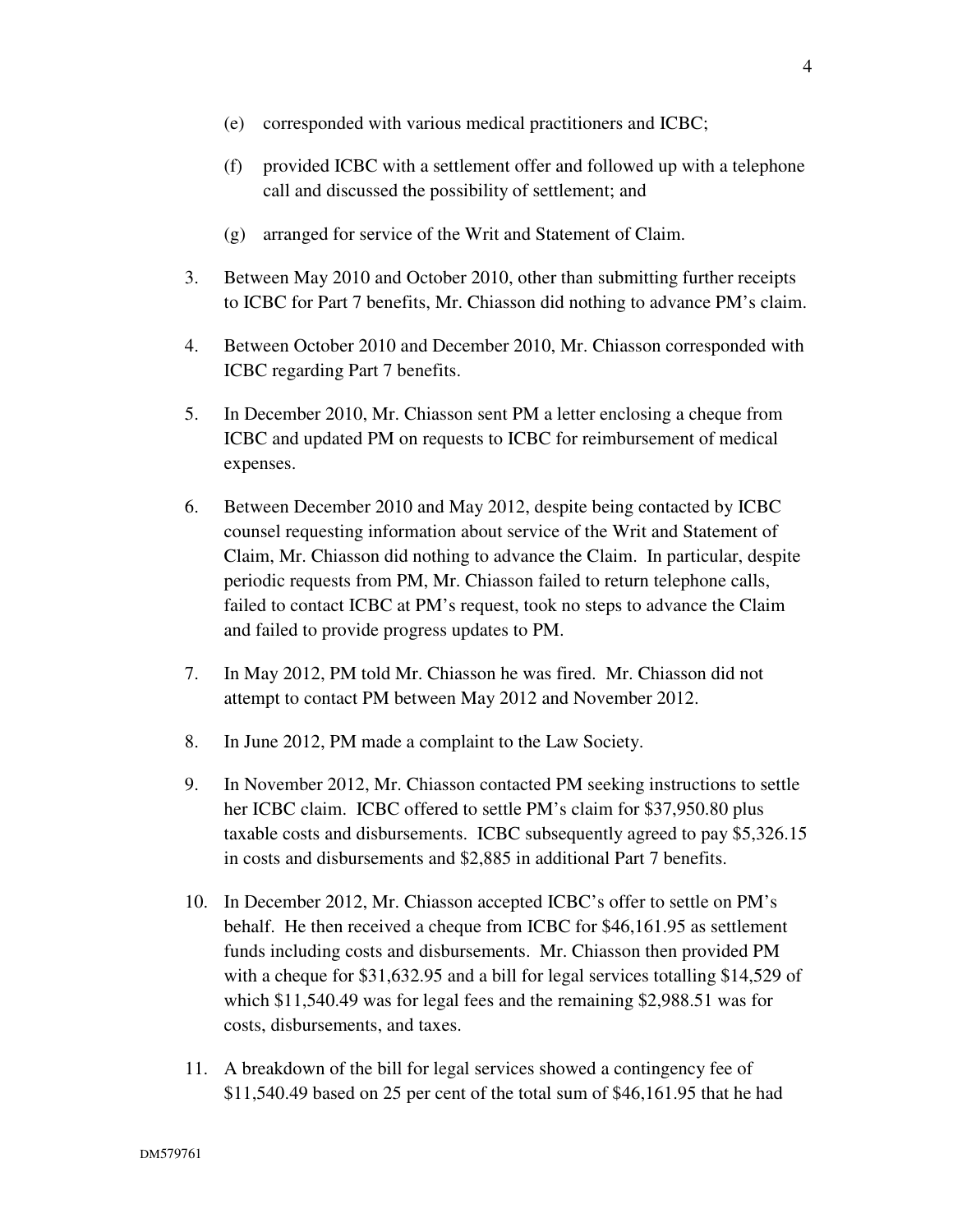(e) corresponded with various medical practitioners and ICBC;

(f) provided ICBC with a settlement offer and followed up with a telephone call and discussed the possibility of settlement; and

(g) arranged for service of the Writ and Statement of Claim.

3. Between May 2010 and October 2010, other than submitting further receipts to ICBC for Part 7 benefits, Mr. Chiasson did nothing to advance PM's claim.

4. Between October 2010 and December 2010, Mr. Chiasson corresponded with ICBC regarding Part 7 benefits.

5. In December 2010, Mr. Chiasson sent PM a letter enclosing a cheque from ICBC and updated PM on requests to ICBC for reimbursement of medical expenses.

6. Between December 2010 and May 2012, despite being contacted by ICBC counsel requesting information about service of the Writ and Statement of Claim, Mr. Chiasson did nothing to advance the Claim. In particular, despite periodic requests from PM, Mr. Chiasson failed to return telephone calls, failed to contact ICBC at PM's request, took no steps to advance the Claim and failed to provide progress updates to PM.

7. In May 2012, PM told Mr. Chiasson he was fired. Mr. Chiasson did not attempt to contact PM between May 2012 and November 2012.

8. In June 2012, PM made a complaint to the Law Society.

9. In November 2012, Mr. Chiasson contacted PM seeking instructions to settle her ICBC claim. ICBC offered to settle PM's claim for $37,950.80 plus taxable costs and disbursements. ICBC subsequently agreed to pay $5,326.15 in costs and disbursements and $2,885 in additional Part 7 benefits.

10. In December 2012, Mr. Chiasson accepted ICBC's offer to settle on PM's behalf. He then received a cheque from ICBC for $46,161.95 as settlement funds including costs and disbursements. Mr. Chiasson then provided PM with a cheque for $31,632.95 and a bill for legal services totalling $14,529 of which $11,540.49 was for legal fees and the remaining $2,988.51 was for costs, disbursements, and taxes.

11. A breakdown of the bill for legal services showed a contingency fee of $11,540.49 based on 25 per cent of the total sum of $46,161.95 that he had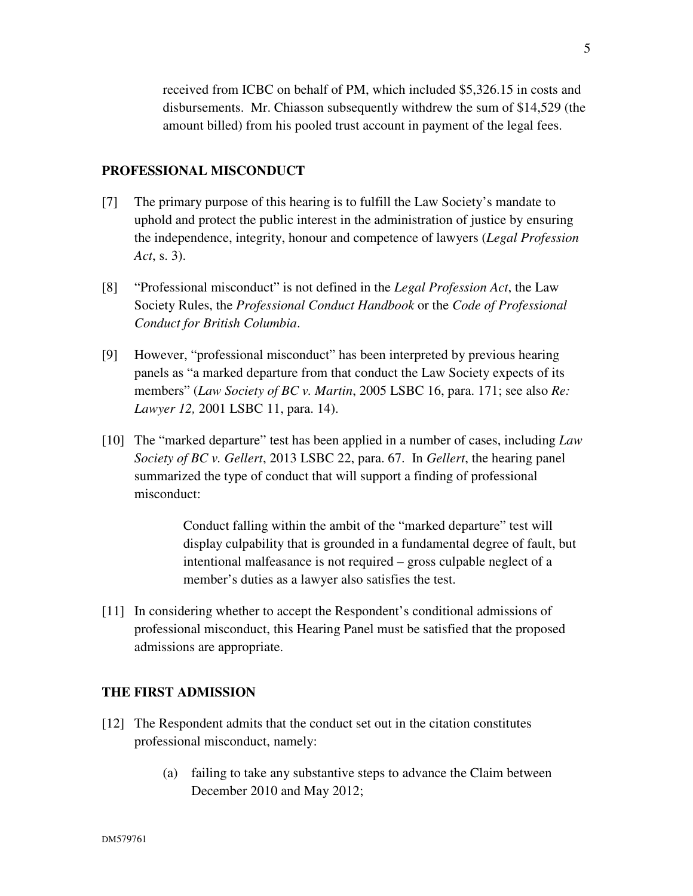received from ICBC on behalf of PM, which included $5,326.15 in costs and disbursements. Mr. Chiasson subsequently withdrew the sum of $14,529 (the amount billed) from his pooled trust account in payment of the legal fees.

## PROFESSIONAL MISCONDUCT

[7] The primary purpose of this hearing is to fulfill the Law Society's mandate to uphold and protect the public interest in the administration of justice by ensuring the independence, integrity, honour and competence of lawyers (*Legal Profession Act*, s. 3).

[8] "Professional misconduct" is not defined in the *Legal Profession Act*, the Law Society Rules, the *Professional Conduct Handbook* or the *Code of Professional Conduct for British Columbia*.

[9] However, "professional misconduct" has been interpreted by previous hearing panels as "a marked departure from that conduct the Law Society expects of its members" (*Law Society of BC v. Martin*, 2005 LSBC 16, para. 171; see also *Re: Lawyer 12,* 2001 LSBC 11, para. 14).

[10] The "marked departure" test has been applied in a number of cases, including *Law Society of BC v. Gellert*, 2013 LSBC 22, para. 67. In *Gellert*, the hearing panel summarized the type of conduct that will support a finding of professional misconduct:

> Conduct falling within the ambit of the "marked departure" test will display culpability that is grounded in a fundamental degree of fault, but intentional malfeasance is not required – gross culpable neglect of a member's duties as a lawyer also satisfies the test.

[11] In considering whether to accept the Respondent's conditional admissions of professional misconduct, this Hearing Panel must be satisfied that the proposed admissions are appropriate.

## THE FIRST ADMISSION

[12] The Respondent admits that the conduct set out in the citation constitutes professional misconduct, namely:

(a) failing to take any substantive steps to advance the Claim between December 2010 and May 2012;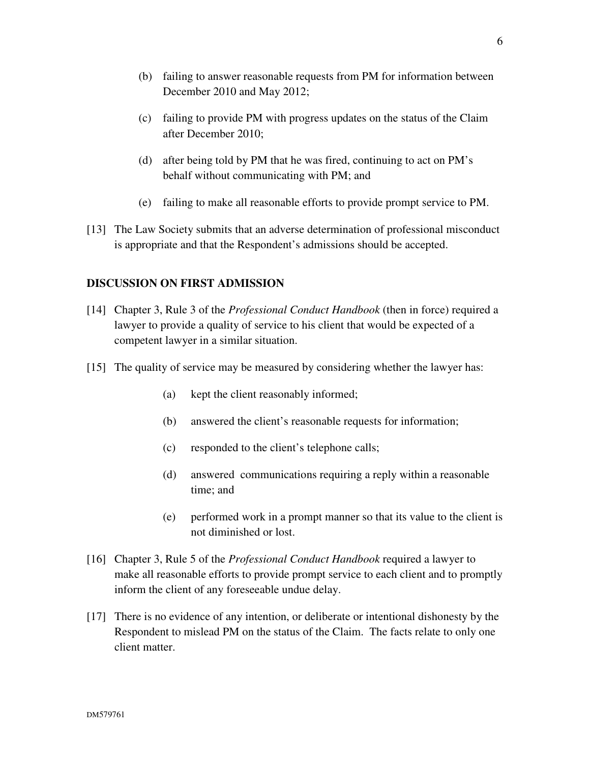(b) failing to answer reasonable requests from PM for information between December 2010 and May 2012;

(c) failing to provide PM with progress updates on the status of the Claim after December 2010;

(d) after being told by PM that he was fired, continuing to act on PM's behalf without communicating with PM; and

(e) failing to make all reasonable efforts to provide prompt service to PM.

[13] The Law Society submits that an adverse determination of professional misconduct is appropriate and that the Respondent's admissions should be accepted.

## DISCUSSION ON FIRST ADMISSION

[14] Chapter 3, Rule 3 of the *Professional Conduct Handbook* (then in force) required a lawyer to provide a quality of service to his client that would be expected of a competent lawyer in a similar situation.

[15] The quality of service may be measured by considering whether the lawyer has:

(a) kept the client reasonably informed;

(b) answered the client's reasonable requests for information;

(c) responded to the client's telephone calls;

(d) answered communications requiring a reply within a reasonable time; and

(e) performed work in a prompt manner so that its value to the client is not diminished or lost.

[16] Chapter 3, Rule 5 of the *Professional Conduct Handbook* required a lawyer to make all reasonable efforts to provide prompt service to each client and to promptly inform the client of any foreseeable undue delay.

[17] There is no evidence of any intention, or deliberate or intentional dishonesty by the Respondent to mislead PM on the status of the Claim. The facts relate to only one client matter.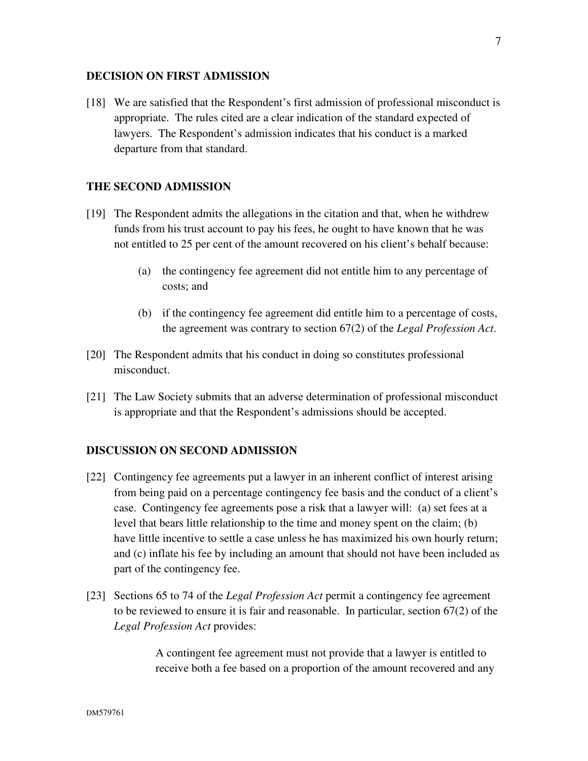## DECISION ON FIRST ADMISSION

[18] We are satisfied that the Respondent's first admission of professional misconduct is appropriate. The rules cited are a clear indication of the standard expected of lawyers. The Respondent's admission indicates that his conduct is a marked departure from that standard.

## THE SECOND ADMISSION

[19] The Respondent admits the allegations in the citation and that, when he withdrew funds from his trust account to pay his fees, he ought to have known that he was not entitled to 25 per cent of the amount recovered on his client's behalf because:

> (a) the contingency fee agreement did not entitle him to any percentage of costs; and
>
> (b) if the contingency fee agreement did entitle him to a percentage of costs, the agreement was contrary to section 67(2) of the *Legal Profession Act*.

[20] The Respondent admits that his conduct in doing so constitutes professional misconduct.

[21] The Law Society submits that an adverse determination of professional misconduct is appropriate and that the Respondent's admissions should be accepted.

## DISCUSSION ON SECOND ADMISSION

[22] Contingency fee agreements put a lawyer in an inherent conflict of interest arising from being paid on a percentage contingency fee basis and the conduct of a client's case. Contingency fee agreements pose a risk that a lawyer will: (a) set fees at a level that bears little relationship to the time and money spent on the claim; (b) have little incentive to settle a case unless he has maximized his own hourly return; and (c) inflate his fee by including an amount that should not have been included as part of the contingency fee.

[23] Sections 65 to 74 of the *Legal Profession Act* permit a contingency fee agreement to be reviewed to ensure it is fair and reasonable. In particular, section 67(2) of the *Legal Profession Act* provides:

> A contingent fee agreement must not provide that a lawyer is entitled to receive both a fee based on a proportion of the amount recovered and any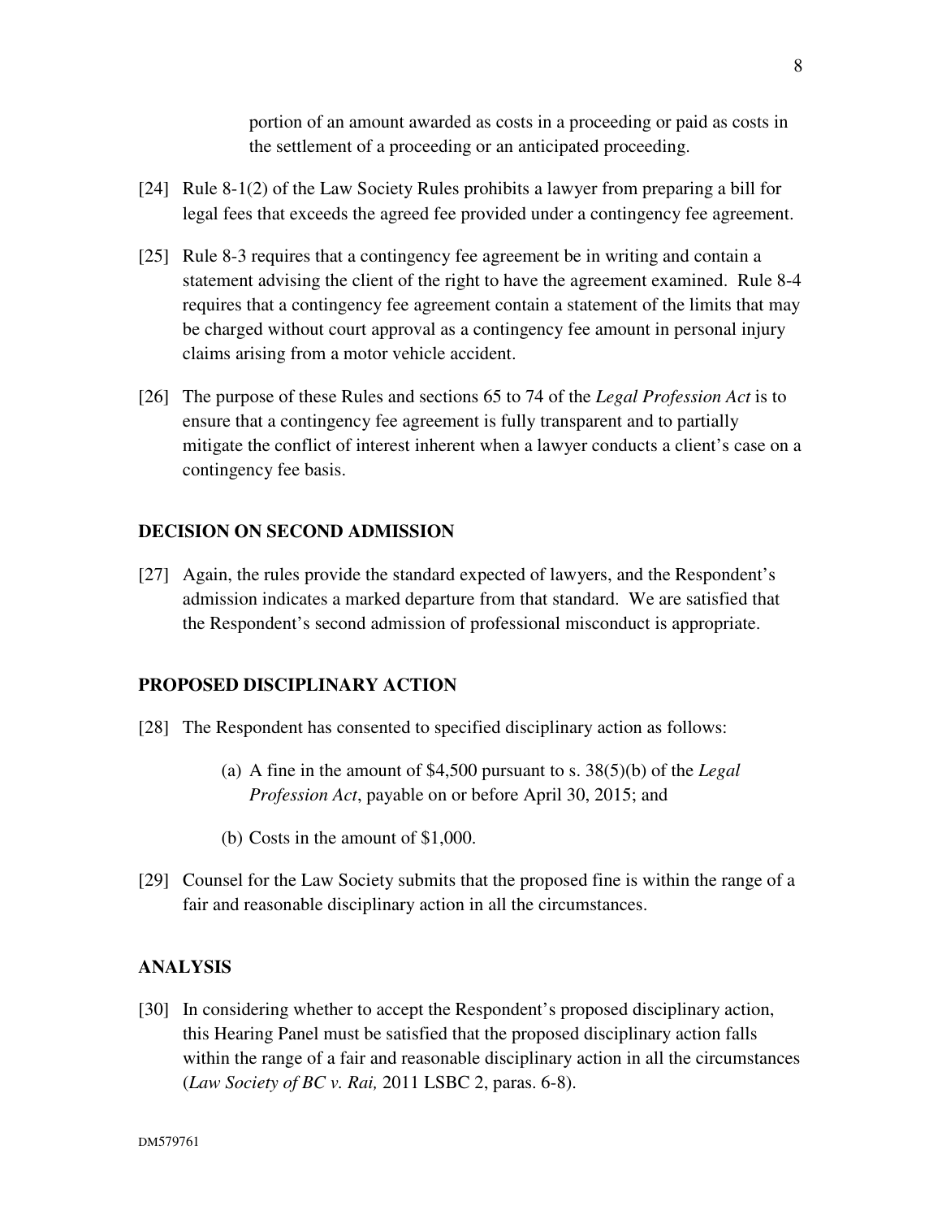portion of an amount awarded as costs in a proceeding or paid as costs in the settlement of a proceeding or an anticipated proceeding.

[24] Rule 8-1(2) of the Law Society Rules prohibits a lawyer from preparing a bill for legal fees that exceeds the agreed fee provided under a contingency fee agreement.

[25] Rule 8-3 requires that a contingency fee agreement be in writing and contain a statement advising the client of the right to have the agreement examined. Rule 8-4 requires that a contingency fee agreement contain a statement of the limits that may be charged without court approval as a contingency fee amount in personal injury claims arising from a motor vehicle accident.

[26] The purpose of these Rules and sections 65 to 74 of the *Legal Profession Act* is to ensure that a contingency fee agreement is fully transparent and to partially mitigate the conflict of interest inherent when a lawyer conducts a client's case on a contingency fee basis.

## DECISION ON SECOND ADMISSION

[27] Again, the rules provide the standard expected of lawyers, and the Respondent's admission indicates a marked departure from that standard. We are satisfied that the Respondent's second admission of professional misconduct is appropriate.

## PROPOSED DISCIPLINARY ACTION

[28] The Respondent has consented to specified disciplinary action as follows:

(a) A fine in the amount of $4,500 pursuant to s. 38(5)(b) of the *Legal Profession Act*, payable on or before April 30, 2015; and

(b) Costs in the amount of $1,000.

[29] Counsel for the Law Society submits that the proposed fine is within the range of a fair and reasonable disciplinary action in all the circumstances.

## ANALYSIS

[30] In considering whether to accept the Respondent's proposed disciplinary action, this Hearing Panel must be satisfied that the proposed disciplinary action falls within the range of a fair and reasonable disciplinary action in all the circumstances (*Law Society of BC v. Rai,* 2011 LSBC 2, paras. 6-8).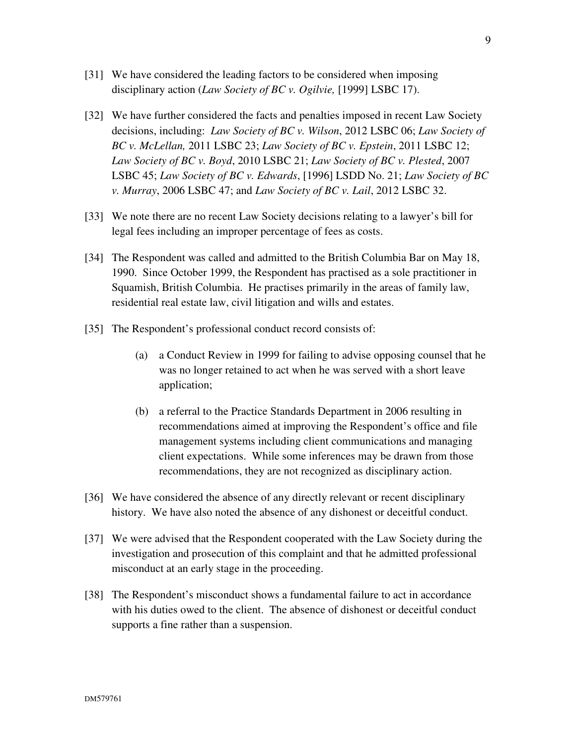[31] We have considered the leading factors to be considered when imposing disciplinary action (*Law Society of BC v. Ogilvie,* [1999] LSBC 17).

[32] We have further considered the facts and penalties imposed in recent Law Society decisions, including: *Law Society of BC v. Wilson*, 2012 LSBC 06; *Law Society of BC v. McLellan,* 2011 LSBC 23; *Law Society of BC v. Epstein*, 2011 LSBC 12; *Law Society of BC v. Boyd*, 2010 LSBC 21; *Law Society of BC v. Plested*, 2007 LSBC 45; *Law Society of BC v. Edwards*, [1996] LSDD No. 21; *Law Society of BC v. Murray*, 2006 LSBC 47; and *Law Society of BC v. Lail*, 2012 LSBC 32.

[33] We note there are no recent Law Society decisions relating to a lawyer's bill for legal fees including an improper percentage of fees as costs.

[34] The Respondent was called and admitted to the British Columbia Bar on May 18, 1990. Since October 1999, the Respondent has practised as a sole practitioner in Squamish, British Columbia. He practises primarily in the areas of family law, residential real estate law, civil litigation and wills and estates.

[35] The Respondent's professional conduct record consists of:

(a) a Conduct Review in 1999 for failing to advise opposing counsel that he was no longer retained to act when he was served with a short leave application;

(b) a referral to the Practice Standards Department in 2006 resulting in recommendations aimed at improving the Respondent's office and file management systems including client communications and managing client expectations. While some inferences may be drawn from those recommendations, they are not recognized as disciplinary action.

[36] We have considered the absence of any directly relevant or recent disciplinary history. We have also noted the absence of any dishonest or deceitful conduct.

[37] We were advised that the Respondent cooperated with the Law Society during the investigation and prosecution of this complaint and that he admitted professional misconduct at an early stage in the proceeding.

[38] The Respondent's misconduct shows a fundamental failure to act in accordance with his duties owed to the client. The absence of dishonest or deceitful conduct supports a fine rather than a suspension.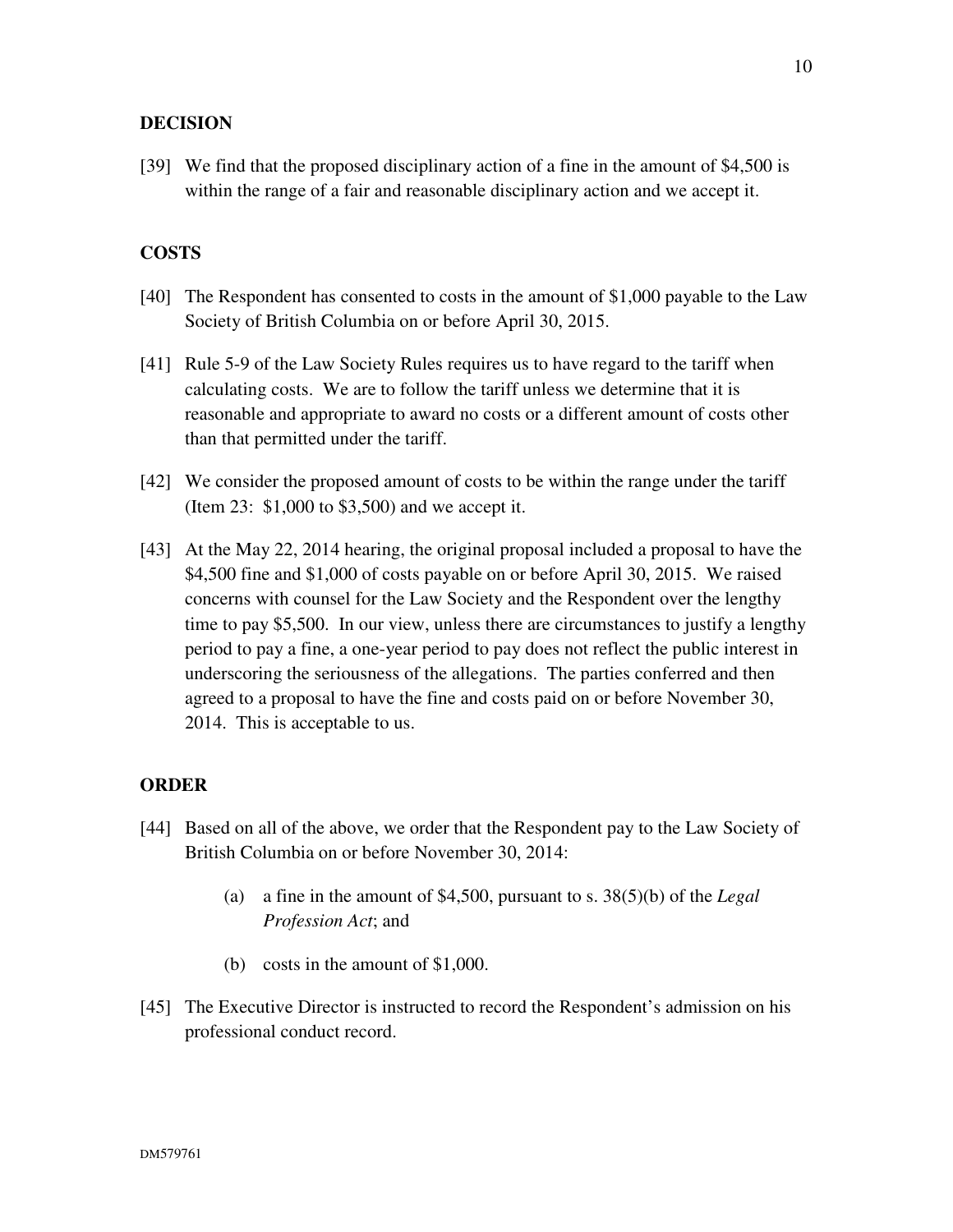## DECISION

[39] We find that the proposed disciplinary action of a fine in the amount of $4,500 is within the range of a fair and reasonable disciplinary action and we accept it.

## COSTS

[40] The Respondent has consented to costs in the amount of $1,000 payable to the Law Society of British Columbia on or before April 30, 2015.

[41] Rule 5-9 of the Law Society Rules requires us to have regard to the tariff when calculating costs. We are to follow the tariff unless we determine that it is reasonable and appropriate to award no costs or a different amount of costs other than that permitted under the tariff.

[42] We consider the proposed amount of costs to be within the range under the tariff (Item 23: $1,000 to $3,500) and we accept it.

[43] At the May 22, 2014 hearing, the original proposal included a proposal to have the $4,500 fine and $1,000 of costs payable on or before April 30, 2015. We raised concerns with counsel for the Law Society and the Respondent over the lengthy time to pay $5,500. In our view, unless there are circumstances to justify a lengthy period to pay a fine, a one-year period to pay does not reflect the public interest in underscoring the seriousness of the allegations. The parties conferred and then agreed to a proposal to have the fine and costs paid on or before November 30, 2014. This is acceptable to us.

## ORDER

[44] Based on all of the above, we order that the Respondent pay to the Law Society of British Columbia on or before November 30, 2014:

(a) a fine in the amount of $4,500, pursuant to s. 38(5)(b) of the *Legal Profession Act*; and

(b) costs in the amount of $1,000.

[45] The Executive Director is instructed to record the Respondent's admission on his professional conduct record.

DM579761